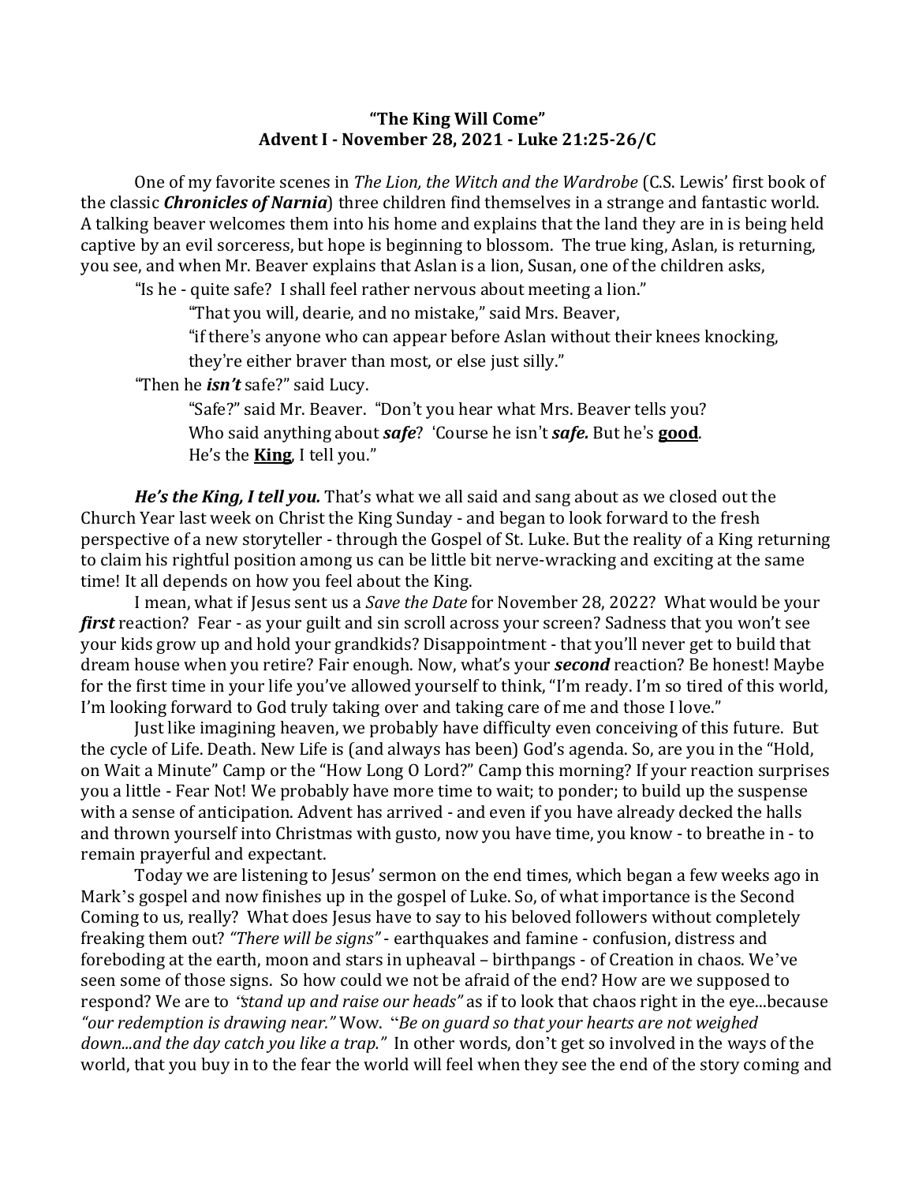**"The King Will Come"**
**Advent I - November 28, 2021 - Luke 21:25-26/C**

One of my favorite scenes in *The Lion, the Witch and the Wardrobe* (C.S. Lewis' first book of the classic ***Chronicles of Narnia***) three children find themselves in a strange and fantastic world. A talking beaver welcomes them into his home and explains that the land they are in is being held captive by an evil sorceress, but hope is beginning to blossom. The true king, Aslan, is returning, you see, and when Mr. Beaver explains that Aslan is a lion, Susan, one of the children asks,

"Is he - quite safe? I shall feel rather nervous about meeting a lion."

"That you will, dearie, and no mistake," said Mrs. Beaver,
"if there's anyone who can appear before Aslan without their knees knocking,
they're either braver than most, or else just silly."

"Then he ***isn't*** safe?" said Lucy.

"Safe?" said Mr. Beaver. "Don't you hear what Mrs. Beaver tells you?
Who said anything about ***safe***? 'Course he isn't ***safe.*** But he's **<u>good</u>**.
He's the **<u>King</u>**, I tell you."

***He's the King, I tell you.*** That's what we all said and sang about as we closed out the Church Year last week on Christ the King Sunday - and began to look forward to the fresh perspective of a new storyteller - through the Gospel of St. Luke. But the reality of a King returning to claim his rightful position among us can be little bit nerve-wracking and exciting at the same time! It all depends on how you feel about the King.

I mean, what if Jesus sent us a *Save the Date* for November 28, 2022? What would be your ***first*** reaction? Fear - as your guilt and sin scroll across your screen? Sadness that you won't see your kids grow up and hold your grandkids? Disappointment - that you'll never get to build that dream house when you retire? Fair enough. Now, what's your ***second*** reaction? Be honest! Maybe for the first time in your life you've allowed yourself to think, "I'm ready. I'm so tired of this world, I'm looking forward to God truly taking over and taking care of me and those I love."

Just like imagining heaven, we probably have difficulty even conceiving of this future. But the cycle of Life. Death. New Life is (and always has been) God's agenda. So, are you in the "Hold, on Wait a Minute" Camp or the "How Long O Lord?" Camp this morning? If your reaction surprises you a little - Fear Not! We probably have more time to wait; to ponder; to build up the suspense with a sense of anticipation. Advent has arrived - and even if you have already decked the halls and thrown yourself into Christmas with gusto, now you have time, you know - to breathe in - to remain prayerful and expectant.

Today we are listening to Jesus' sermon on the end times, which began a few weeks ago in Mark's gospel and now finishes up in the gospel of Luke. So, of what importance is the Second Coming to us, really? What does Jesus have to say to his beloved followers without completely freaking them out? *"There will be signs"* - earthquakes and famine - confusion, distress and foreboding at the earth, moon and stars in upheaval – birthpangs - of Creation in chaos. We've seen some of those signs. So how could we not be afraid of the end? How are we supposed to respond? We are to *"stand up and raise our heads"* as if to look that chaos right in the eye...because *"our redemption is drawing near."* Wow. "*Be on guard so that your hearts are not weighed down...and the day catch you like a trap."* In other words, don't get so involved in the ways of the world, that you buy in to the fear the world will feel when they see the end of the story coming and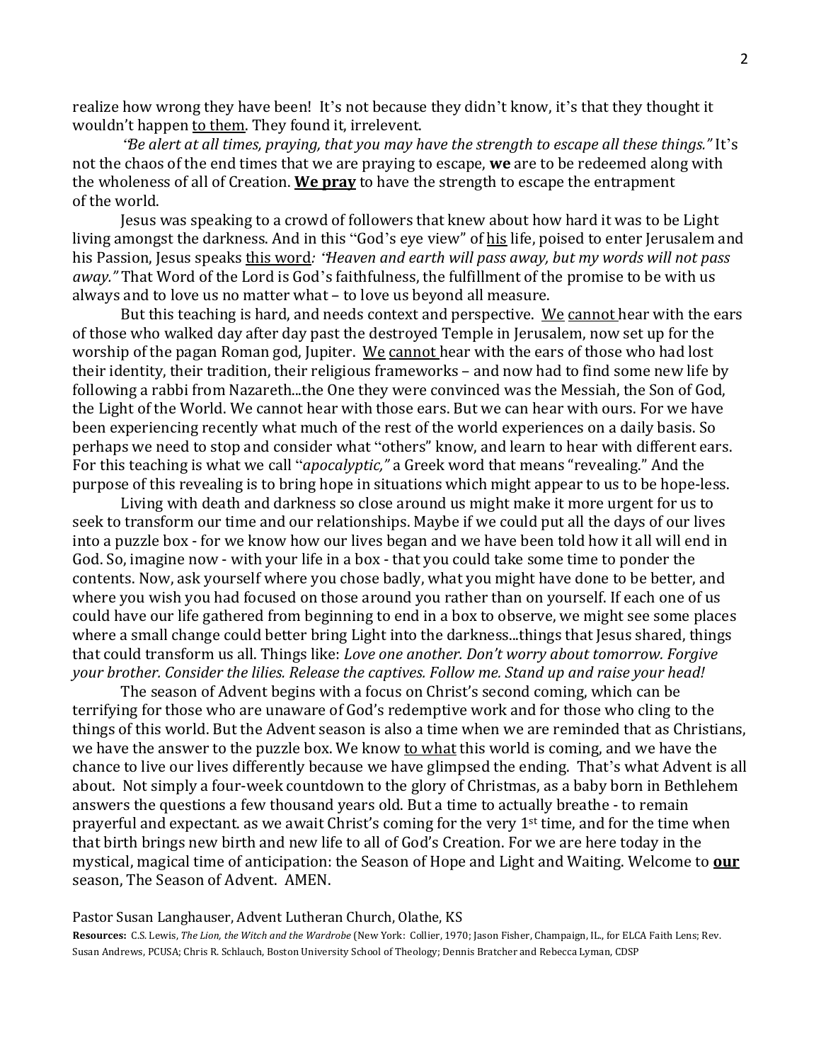realize how wrong they have been! It's not because they didn't know, it's that they thought it wouldn't happen <u>to them</u>. They found it, irrelevent.

*"Be alert at all times, praying, that you may have the strength to escape all these things."* It's not the chaos of the end times that we are praying to escape, **we** are to be redeemed along with the wholeness of all of Creation. <u>**We pray**</u> to have the strength to escape the entrapment of the world.

Jesus was speaking to a crowd of followers that knew about how hard it was to be Light living amongst the darkness. And in this "God's eye view" of <u>his</u> life, poised to enter Jerusalem and his Passion, Jesus speaks <u>this word</u>*: "Heaven and earth will pass away, but my words will not pass away."* That Word of the Lord is God's faithfulness, the fulfillment of the promise to be with us always and to love us no matter what – to love us beyond all measure.

But this teaching is hard, and needs context and perspective. <u>We</u> <u>cannot</u> hear with the ears of those who walked day after day past the destroyed Temple in Jerusalem, now set up for the worship of the pagan Roman god, Jupiter. <u>We</u> <u>cannot</u> hear with the ears of those who had lost their identity, their tradition, their religious frameworks – and now had to find some new life by following a rabbi from Nazareth...the One they were convinced was the Messiah, the Son of God, the Light of the World. We cannot hear with those ears. But we can hear with ours. For we have been experiencing recently what much of the rest of the world experiences on a daily basis. So perhaps we need to stop and consider what "others" know, and learn to hear with different ears. For this teaching is what we call "*apocalyptic,"* a Greek word that means "revealing." And the purpose of this revealing is to bring hope in situations which might appear to us to be hope-less.

Living with death and darkness so close around us might make it more urgent for us to seek to transform our time and our relationships. Maybe if we could put all the days of our lives into a puzzle box - for we know how our lives began and we have been told how it all will end in God. So, imagine now - with your life in a box - that you could take some time to ponder the contents. Now, ask yourself where you chose badly, what you might have done to be better, and where you wish you had focused on those around you rather than on yourself. If each one of us could have our life gathered from beginning to end in a box to observe, we might see some places where a small change could better bring Light into the darkness...things that Jesus shared, things that could transform us all. Things like: *Love one another. Don't worry about tomorrow. Forgive your brother. Consider the lilies. Release the captives. Follow me. Stand up and raise your head!*

The season of Advent begins with a focus on Christ's second coming, which can be terrifying for those who are unaware of God's redemptive work and for those who cling to the things of this world. But the Advent season is also a time when we are reminded that as Christians, we have the answer to the puzzle box. We know <u>to what</u> this world is coming, and we have the chance to live our lives differently because we have glimpsed the ending. That's what Advent is all about. Not simply a four-week countdown to the glory of Christmas, as a baby born in Bethlehem answers the questions a few thousand years old. But a time to actually breathe - to remain prayerful and expectant. as we await Christ's coming for the very 1st time, and for the time when that birth brings new birth and new life to all of God's Creation. For we are here today in the mystical, magical time of anticipation: the Season of Hope and Light and Waiting. Welcome to <u>**our**</u> season, The Season of Advent. AMEN.

Pastor Susan Langhauser, Advent Lutheran Church, Olathe, KS

**Resources:** C.S. Lewis, *The Lion, the Witch and the Wardrobe* (New York: Collier, 1970; Jason Fisher, Champaign, IL., for ELCA Faith Lens; Rev. Susan Andrews, PCUSA; Chris R. Schlauch, Boston University School of Theology; Dennis Bratcher and Rebecca Lyman, CDSP